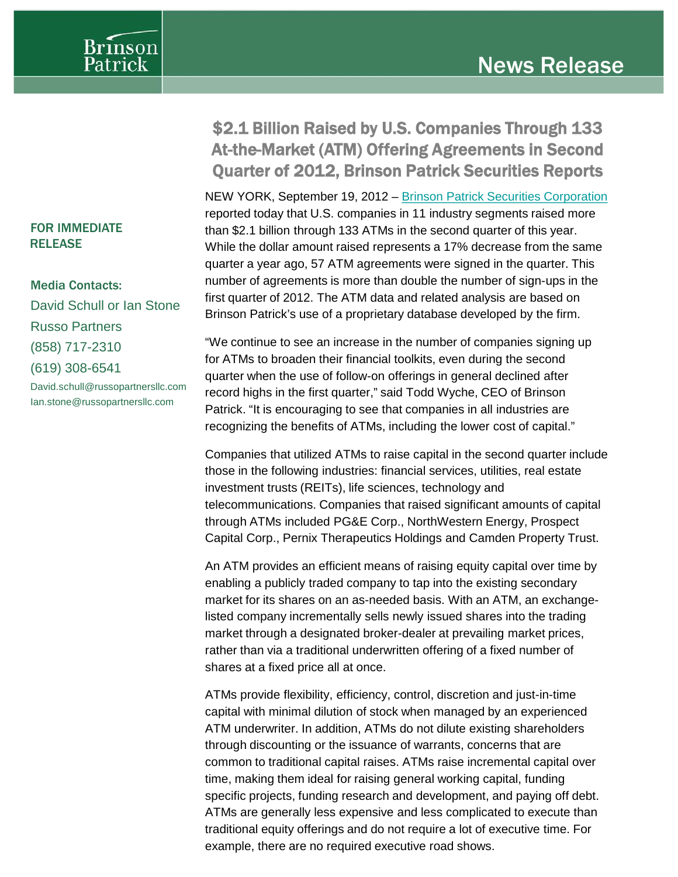News Release

# $2.1 Billion Raised by U.S. Companies Through 133 At-the-Market (ATM) Offering Agreements in Second Quarter of 2012, Brinson Patrick Securities Reports

**FOR IMMEDIATE RELEASE**

**Media Contacts:**
David Schull or Ian Stone
Russo Partners
(858) 717-2310
(619) 308-6541
David.schull@russopartnersllc.com
Ian.stone@russopartnersllc.com

NEW YORK, September 19, 2012 – Brinson Patrick Securities Corporation reported today that U.S. companies in 11 industry segments raised more than $2.1 billion through 133 ATMs in the second quarter of this year. While the dollar amount raised represents a 17% decrease from the same quarter a year ago, 57 ATM agreements were signed in the quarter. This number of agreements is more than double the number of sign-ups in the first quarter of 2012. The ATM data and related analysis are based on Brinson Patrick's use of a proprietary database developed by the firm.

"We continue to see an increase in the number of companies signing up for ATMs to broaden their financial toolkits, even during the second quarter when the use of follow-on offerings in general declined after record highs in the first quarter," said Todd Wyche, CEO of Brinson Patrick. "It is encouraging to see that companies in all industries are recognizing the benefits of ATMs, including the lower cost of capital."

Companies that utilized ATMs to raise capital in the second quarter include those in the following industries: financial services, utilities, real estate investment trusts (REITs), life sciences, technology and telecommunications. Companies that raised significant amounts of capital through ATMs included PG&E Corp., NorthWestern Energy, Prospect Capital Corp., Pernix Therapeutics Holdings and Camden Property Trust.

An ATM provides an efficient means of raising equity capital over time by enabling a publicly traded company to tap into the existing secondary market for its shares on an as-needed basis. With an ATM, an exchange-listed company incrementally sells newly issued shares into the trading market through a designated broker-dealer at prevailing market prices, rather than via a traditional underwritten offering of a fixed number of shares at a fixed price all at once.

ATMs provide flexibility, efficiency, control, discretion and just-in-time capital with minimal dilution of stock when managed by an experienced ATM underwriter. In addition, ATMs do not dilute existing shareholders through discounting or the issuance of warrants, concerns that are common to traditional capital raises. ATMs raise incremental capital over time, making them ideal for raising general working capital, funding specific projects, funding research and development, and paying off debt. ATMs are generally less expensive and less complicated to execute than traditional equity offerings and do not require a lot of executive time. For example, there are no required executive road shows.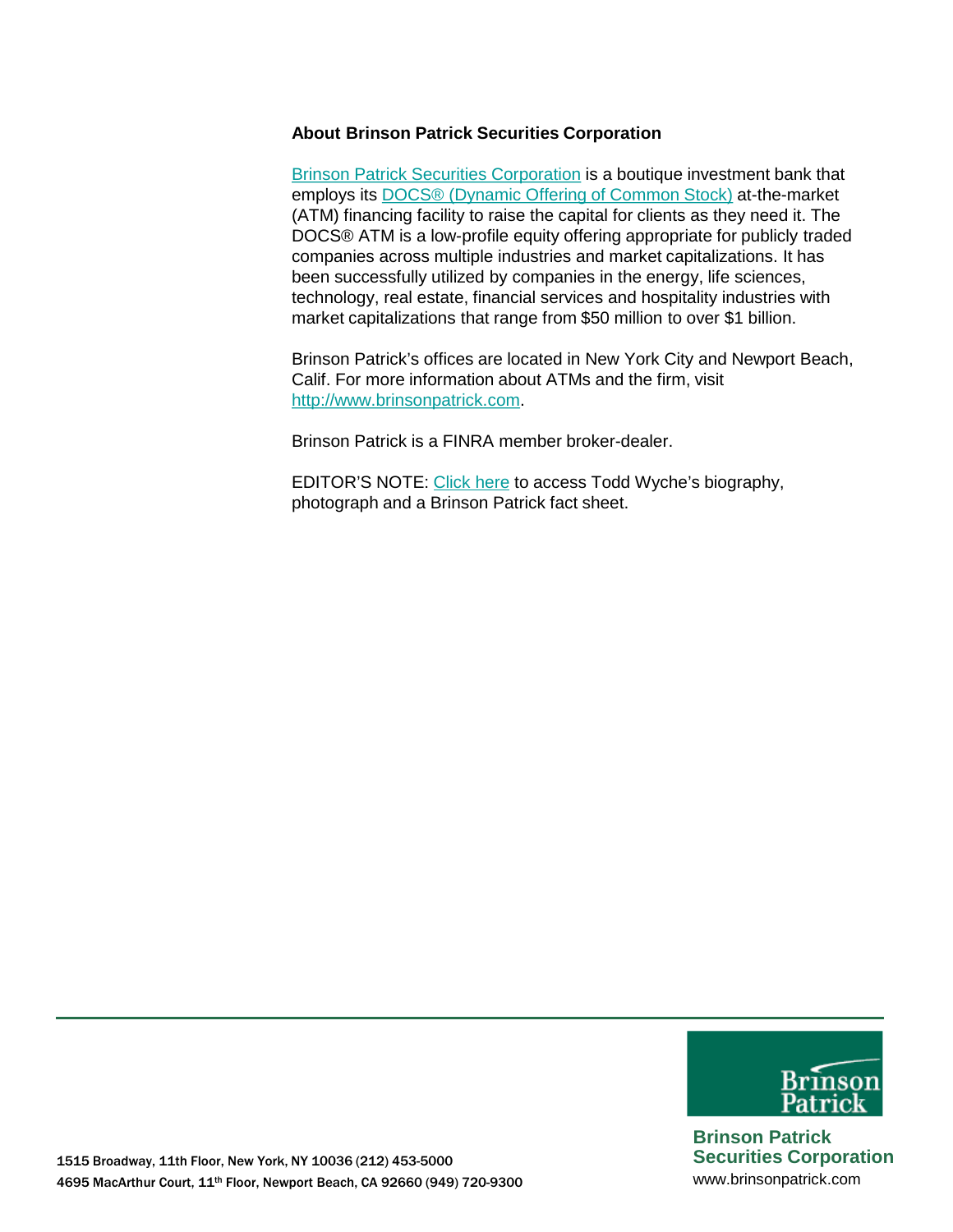### About Brinson Patrick Securities Corporation

Brinson Patrick Securities Corporation is a boutique investment bank that employs its DOCS® (Dynamic Offering of Common Stock) at-the-market (ATM) financing facility to raise the capital for clients as they need it. The DOCS® ATM is a low-profile equity offering appropriate for publicly traded companies across multiple industries and market capitalizations. It has been successfully utilized by companies in the energy, life sciences, technology, real estate, financial services and hospitality industries with market capitalizations that range from $50 million to over $1 billion.

Brinson Patrick's offices are located in New York City and Newport Beach, Calif. For more information about ATMs and the firm, visit http://www.brinsonpatrick.com.

Brinson Patrick is a FINRA member broker-dealer.

EDITOR'S NOTE: Click here to access Todd Wyche's biography, photograph and a Brinson Patrick fact sheet.

1515 Broadway, 11th Floor, New York, NY 10036 (212) 453-5000
4695 MacArthur Court, 11th Floor, Newport Beach, CA 92660 (949) 720-9300

Brinson Patrick

**Brinson Patrick Securities Corporation**
www.brinsonpatrick.com